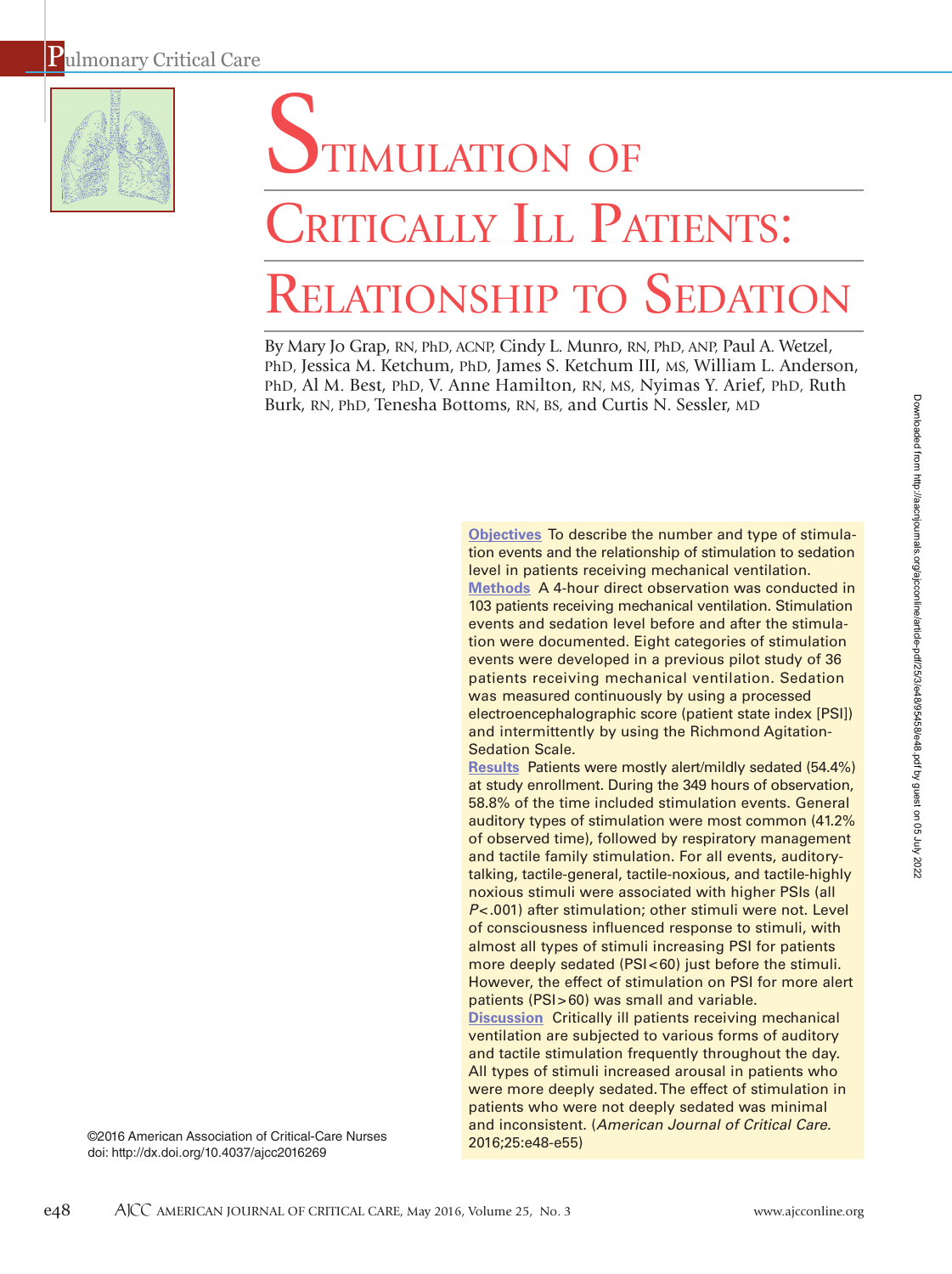# Stimulation of Critically Ill Patients: Relationship to Sedation

By Mary Jo Grap, RN, PhD, ACNP, Cindy L. Munro, RN, PhD, ANP, Paul A. Wetzel, PhD, Jessica M. Ketchum, PhD, James S. Ketchum III, MS, William L. Anderson, PhD, Al M. Best, PhD, V. Anne Hamilton, RN, MS, Nyimas Y. Arief, PhD, Ruth Burk, RN, PhD, Tenesha Bottoms, RN, BS, and Curtis N. Sessler, MD

**Objectives** To describe the number and type of stimulation events and the relationship of stimulation to sedation level in patients receiving mechanical ventilation.

**Methods** A 4-hour direct observation was conducted in 103 patients receiving mechanical ventilation. Stimulation events and sedation level before and after the stimulation were documented. Eight categories of stimulation events were developed in a previous pilot study of 36 patients receiving mechanical ventilation. Sedation was measured continuously by using a processed electroencephalographic score (patient state index [PSI]) and intermittently by using the Richmond Agitation-Sedation Scale.

**Results** Patients were mostly alert/mildly sedated (54.4%) at study enrollment. During the 349 hours of observation, 58.8% of the time included stimulation events. General auditory types of stimulation were most common (41.2% of observed time), followed by respiratory management and tactile family stimulation. For all events, auditory-talking, tactile-general, tactile-noxious, and tactile-highly noxious stimuli were associated with higher PSIs (all $P<.001$) after stimulation; other stimuli were not. Level of consciousness influenced response to stimuli, with almost all types of stimuli increasing PSI for patients more deeply sedated (PSI<60) just before the stimuli. However, the effect of stimulation on PSI for more alert patients (PSI>60) was small and variable.

**Discussion** Critically ill patients receiving mechanical ventilation are subjected to various forms of auditory and tactile stimulation frequently throughout the day. All types of stimuli increased arousal in patients who were more deeply sedated. The effect of stimulation in patients who were not deeply sedated was minimal and inconsistent. (*American Journal of Critical Care*. 2016;25:e48-e55)

©2016 American Association of Critical-Care Nurses
doi: http://dx.doi.org/10.4037/ajcc2016269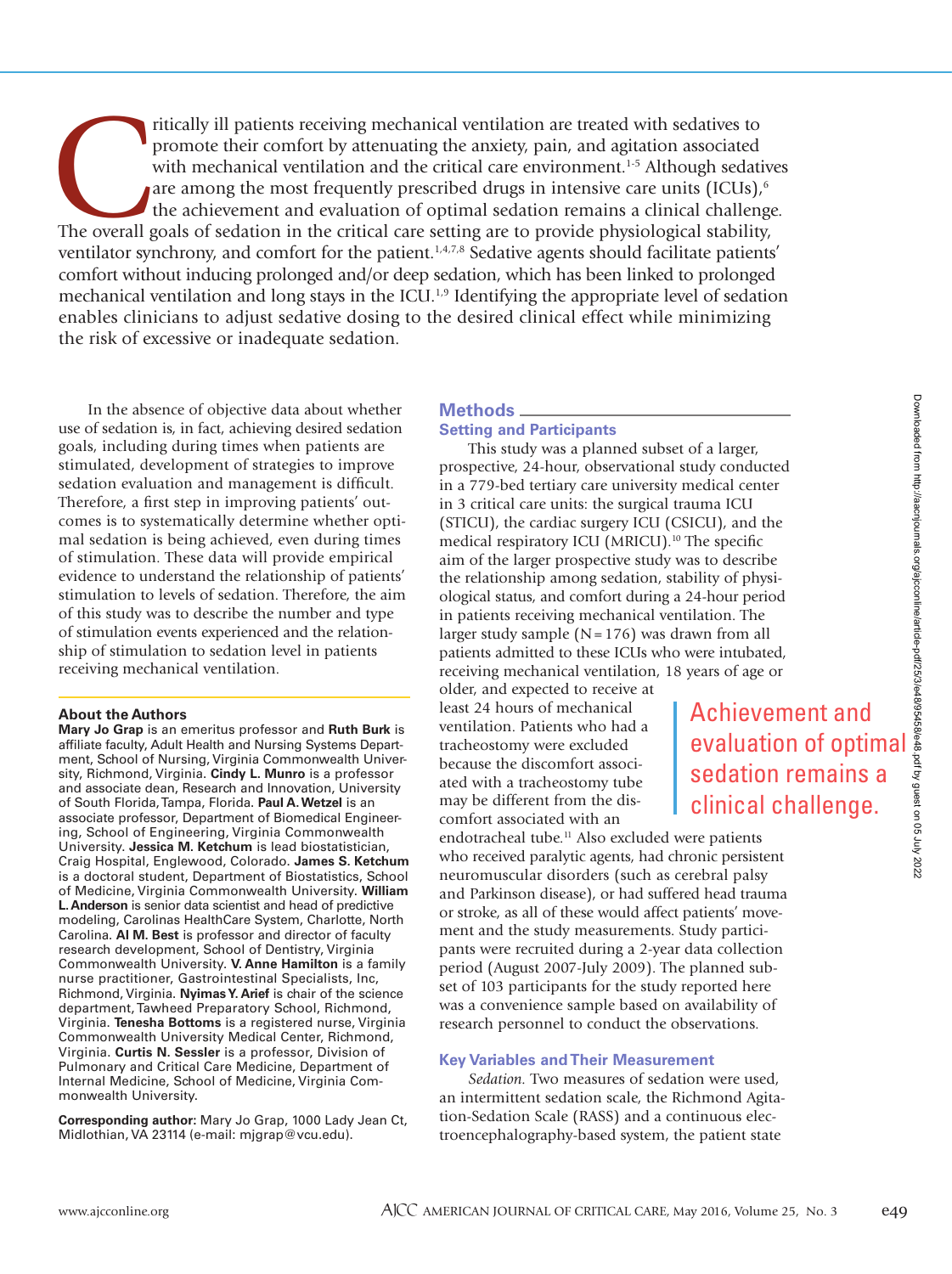Critically ill patients receiving mechanical ventilation are treated with sedatives to promote their comfort by attenuating the anxiety, pain, and agitation associated with mechanical ventilation and the critical care environment.[1-5] Although sedatives are among the most frequently prescribed drugs in intensive care units (ICUs),[6] the achievement and evaluation of optimal sedation remains a clinical challenge. The overall goals of sedation in the critical care setting are to provide physiological stability, ventilator synchrony, and comfort for the patient.[1,4,7,8] Sedative agents should facilitate patients' comfort without inducing prolonged and/or deep sedation, which has been linked to prolonged mechanical ventilation and long stays in the ICU.[1,9] Identifying the appropriate level of sedation enables clinicians to adjust sedative dosing to the desired clinical effect while minimizing the risk of excessive or inadequate sedation.

In the absence of objective data about whether use of sedation is, in fact, achieving desired sedation goals, including during times when patients are stimulated, development of strategies to improve sedation evaluation and management is difficult. Therefore, a first step in improving patients' outcomes is to systematically determine whether optimal sedation is being achieved, even during times of stimulation. These data will provide empirical evidence to understand the relationship of patients' stimulation to levels of sedation. Therefore, the aim of this study was to describe the number and type of stimulation events experienced and the relationship of stimulation to sedation level in patients receiving mechanical ventilation.

## Methods

### Setting and Participants

This study was a planned subset of a larger, prospective, 24-hour, observational study conducted in a 779-bed tertiary care university medical center in 3 critical care units: the surgical trauma ICU (STICU), the cardiac surgery ICU (CSICU), and the medical respiratory ICU (MRICU).[10] The specific aim of the larger prospective study was to describe the relationship among sedation, stability of physiological status, and comfort during a 24-hour period in patients receiving mechanical ventilation. The larger study sample (N = 176) was drawn from all patients admitted to these ICUs who were intubated, receiving mechanical ventilation, 18 years of age or older, and expected to receive at least 24 hours of mechanical ventilation. Patients who had a tracheostomy were excluded because the discomfort associated with a tracheostomy tube may be different from the discomfort associated with an endotracheal tube.[11] Also excluded were patients who received paralytic agents, had chronic persistent neuromuscular disorders (such as cerebral palsy and Parkinson disease), or had suffered head trauma or stroke, as all of these would affect patients' movement and the study measurements. Study participants were recruited during a 2-year data collection period (August 2007-July 2009). The planned subset of 103 participants for the study reported here was a convenience sample based on availability of research personnel to conduct the observations.

> Achievement and evaluation of optimal sedation remains a clinical challenge.

### Key Variables and Their Measurement

*Sedation.* Two measures of sedation were used, an intermittent sedation scale, the Richmond Agitation-Sedation Scale (RASS) and a continuous electroencephalography-based system, the patient state

### About the Authors

**Mary Jo Grap** is an emeritus professor and **Ruth Burk** is affiliate faculty, Adult Health and Nursing Systems Department, School of Nursing, Virginia Commonwealth University, Richmond, Virginia. **Cindy L. Munro** is a professor and associate dean, Research and Innovation, University of South Florida, Tampa, Florida. **Paul A. Wetzel** is an associate professor, Department of Biomedical Engineering, School of Engineering, Virginia Commonwealth University. **Jessica M. Ketchum** is lead biostatistician, Craig Hospital, Englewood, Colorado. **James S. Ketchum** is a doctoral student, Department of Biostatistics, School of Medicine, Virginia Commonwealth University. **William L. Anderson** is senior data scientist and head of predictive modeling, Carolinas HealthCare System, Charlotte, North Carolina. **Al M. Best** is professor and director of faculty research development, School of Dentistry, Virginia Commonwealth University. **V. Anne Hamilton** is a family nurse practitioner, Gastrointestinal Specialists, Inc, Richmond, Virginia. **Nyimas Y. Arief** is chair of the science department, Tawheed Preparatory School, Richmond, Virginia. **Tenesha Bottoms** is a registered nurse, Virginia Commonwealth University Medical Center, Richmond, Virginia. **Curtis N. Sessler** is a professor, Division of Pulmonary and Critical Care Medicine, Department of Internal Medicine, School of Medicine, Virginia Commonwealth University.

**Corresponding author:** Mary Jo Grap, 1000 Lady Jean Ct, Midlothian, VA 23114 (e-mail: mjgrap@vcu.edu).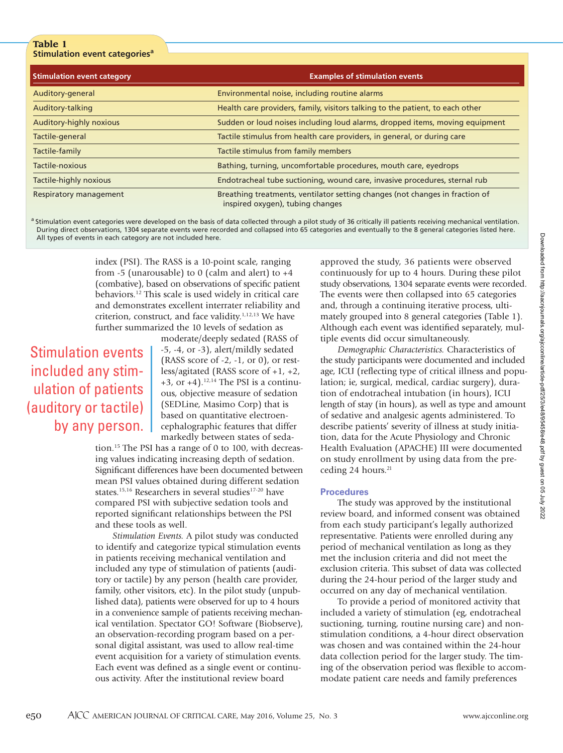**Table 1**
**Stimulation event categories[a]**

| Stimulation event category | Examples of stimulation events |
|---|---|
| Auditory-general | Environmental noise, including routine alarms |
| Auditory-talking | Health care providers, family, visitors talking to the patient, to each other |
| Auditory-highly noxious | Sudden or loud noises including loud alarms, dropped items, moving equipment |
| Tactile-general | Tactile stimulus from health care providers, in general, or during care |
| Tactile-family | Tactile stimulus from family members |
| Tactile-noxious | Bathing, turning, uncomfortable procedures, mouth care, eyedrops |
| Tactile-highly noxious | Endotracheal tube suctioning, wound care, invasive procedures, sternal rub |
| Respiratory management | Breathing treatments, ventilator setting changes (not changes in fraction of inspired oxygen), tubing changes |

[a] Stimulation event categories were developed on the basis of data collected through a pilot study of 36 critically ill patients receiving mechanical ventilation. During direct observations, 1304 separate events were recorded and collapsed into 65 categories and eventually to the 8 general categories listed here. All types of events in each category are not included here.

index (PSI). The RASS is a 10-point scale, ranging from -5 (unarousable) to 0 (calm and alert) to +4 (combative), based on observations of specific patient behaviors.[12] This scale is used widely in critical care and demonstrates excellent interrater reliability and criterion, construct, and face validity.[1,12,13] We have further summarized the 10 levels of sedation as moderate/deeply sedated (RASS of -5, -4, or -3), alert/mildly sedated (RASS score of -2, -1, or 0), or restless/agitated (RASS score of +1, +2, +3, or +4).[12,14] The PSI is a continuous, objective measure of sedation (SEDLine, Masimo Corp) that is based on quantitative electroencephalographic features that differ markedly between states of sedation.[15] The PSI has a range of 0 to 100, with decreasing values indicating increasing depth of sedation. Significant differences have been documented between mean PSI values obtained during different sedation states.[15,16] Researchers in several studies[17-20] have compared PSI with subjective sedation tools and reported significant relationships between the PSI and these tools as well.

> Stimulation events included any stimulation of patients (auditory or tactile) by any person.

*Stimulation Events.* A pilot study was conducted to identify and categorize typical stimulation events in patients receiving mechanical ventilation and included any type of stimulation of patients (auditory or tactile) by any person (health care provider, family, other visitors, etc). In the pilot study (unpublished data), patients were observed for up to 4 hours in a convenience sample of patients receiving mechanical ventilation. Spectator GO! Software (Biobserve), an observation-recording program based on a personal digital assistant, was used to allow real-time event acquisition for a variety of stimulation events. Each event was defined as a single event or continuous activity. After the institutional review board approved the study, 36 patients were observed continuously for up to 4 hours. During these pilot study observations, 1304 separate events were recorded. The events were then collapsed into 65 categories and, through a continuing iterative process, ultimately grouped into 8 general categories (Table 1). Although each event was identified separately, multiple events did occur simultaneously.

*Demographic Characteristics.* Characteristics of the study participants were documented and included age, ICU (reflecting type of critical illness and population; ie, surgical, medical, cardiac surgery), duration of endotracheal intubation (in hours), ICU length of stay (in hours), as well as type and amount of sedative and analgesic agents administered. To describe patients' severity of illness at study initiation, data for the Acute Physiology and Chronic Health Evaluation (APACHE) III were documented on study enrollment by using data from the preceding 24 hours.[21]

### Procedures

The study was approved by the institutional review board, and informed consent was obtained from each study participant's legally authorized representative. Patients were enrolled during any period of mechanical ventilation as long as they met the inclusion criteria and did not meet the exclusion criteria. This subset of data was collected during the 24-hour period of the larger study and occurred on any day of mechanical ventilation.

To provide a period of monitored activity that included a variety of stimulation (eg, endotracheal suctioning, turning, routine nursing care) and nonstimulation conditions, a 4-hour direct observation was chosen and was contained within the 24-hour data collection period for the larger study. The timing of the observation period was flexible to accommodate patient care needs and family preferences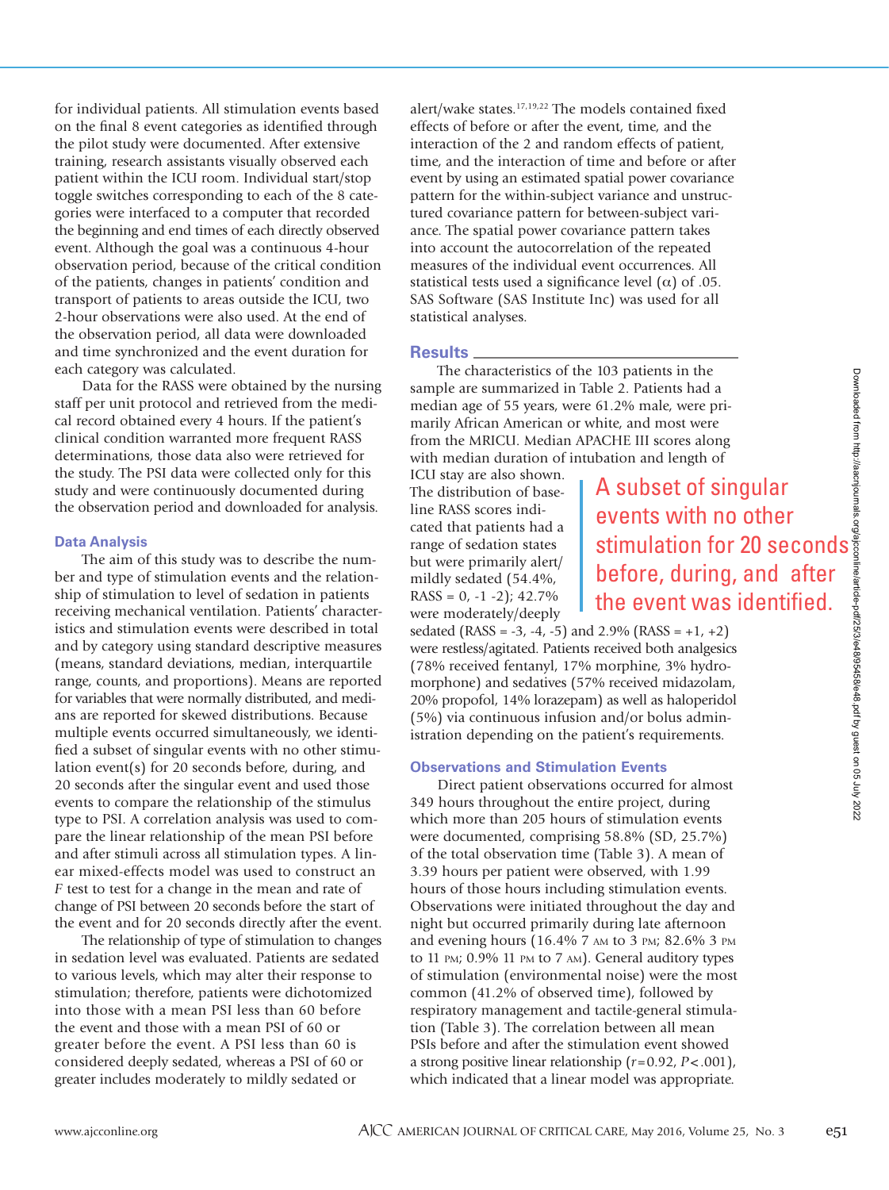for individual patients. All stimulation events based on the final 8 event categories as identified through the pilot study were documented. After extensive training, research assistants visually observed each patient within the ICU room. Individual start/stop toggle switches corresponding to each of the 8 categories were interfaced to a computer that recorded the beginning and end times of each directly observed event. Although the goal was a continuous 4-hour observation period, because of the critical condition of the patients, changes in patients' condition and transport of patients to areas outside the ICU, two 2-hour observations were also used. At the end of the observation period, all data were downloaded and time synchronized and the event duration for each category was calculated.

Data for the RASS were obtained by the nursing staff per unit protocol and retrieved from the medical record obtained every 4 hours. If the patient's clinical condition warranted more frequent RASS determinations, those data also were retrieved for the study. The PSI data were collected only for this study and were continuously documented during the observation period and downloaded for analysis.

### Data Analysis

The aim of this study was to describe the number and type of stimulation events and the relationship of stimulation to level of sedation in patients receiving mechanical ventilation. Patients' characteristics and stimulation events were described in total and by category using standard descriptive measures (means, standard deviations, median, interquartile range, counts, and proportions). Means are reported for variables that were normally distributed, and medians are reported for skewed distributions. Because multiple events occurred simultaneously, we identified a subset of singular events with no other stimulation event(s) for 20 seconds before, during, and 20 seconds after the singular event and used those events to compare the relationship of the stimulus type to PSI. A correlation analysis was used to compare the linear relationship of the mean PSI before and after stimuli across all stimulation types. A linear mixed-effects model was used to construct an *F* test to test for a change in the mean and rate of change of PSI between 20 seconds before the start of the event and for 20 seconds directly after the event.

The relationship of type of stimulation to changes in sedation level was evaluated. Patients are sedated to various levels, which may alter their response to stimulation; therefore, patients were dichotomized into those with a mean PSI less than 60 before the event and those with a mean PSI of 60 or greater before the event. A PSI less than 60 is considered deeply sedated, whereas a PSI of 60 or greater includes moderately to mildly sedated or alert/wake states.[17,19,22] The models contained fixed effects of before or after the event, time, and the interaction of the 2 and random effects of patient, time, and the interaction of time and before or after event by using an estimated spatial power covariance pattern for the within-subject variance and unstructured covariance pattern for between-subject variance. The spatial power covariance pattern takes into account the autocorrelation of the repeated measures of the individual event occurrences. All statistical tests used a significance level ($\alpha$) of .05. SAS Software (SAS Institute Inc) was used for all statistical analyses.

## Results

The characteristics of the 103 patients in the sample are summarized in Table 2. Patients had a median age of 55 years, were 61.2% male, were primarily African American or white, and most were from the MRICU. Median APACHE III scores along with median duration of intubation and length of ICU stay are also shown. The distribution of baseline RASS scores indicated that patients had a range of sedation states but were primarily alert/mildly sedated (54.4%, RASS = 0, -1 -2); 42.7% were moderately/deeply sedated (RASS = -3, -4, -5) and 2.9% (RASS = +1, +2) were restless/agitated. Patients received both analgesics (78% received fentanyl, 17% morphine, 3% hydromorphone) and sedatives (57% received midazolam, 20% propofol, 14% lorazepam) as well as haloperidol (5%) via continuous infusion and/or bolus administration depending on the patient's requirements.

> A subset of singular events with no other stimulation for 20 seconds before, during, and after the event was identified.

### Observations and Stimulation Events

Direct patient observations occurred for almost 349 hours throughout the entire project, during which more than 205 hours of stimulation events were documented, comprising 58.8% (SD, 25.7%) of the total observation time (Table 3). A mean of 3.39 hours per patient were observed, with 1.99 hours of those hours including stimulation events. Observations were initiated throughout the day and night but occurred primarily during late afternoon and evening hours (16.4% 7 AM to 3 PM; 82.6% 3 PM to 11 PM; 0.9% 11 PM to 7 AM). General auditory types of stimulation (environmental noise) were the most common (41.2% of observed time), followed by respiratory management and tactile-general stimulation (Table 3). The correlation between all mean PSIs before and after the stimulation event showed a strong positive linear relationship ($r = 0.92$, $P < .001$), which indicated that a linear model was appropriate.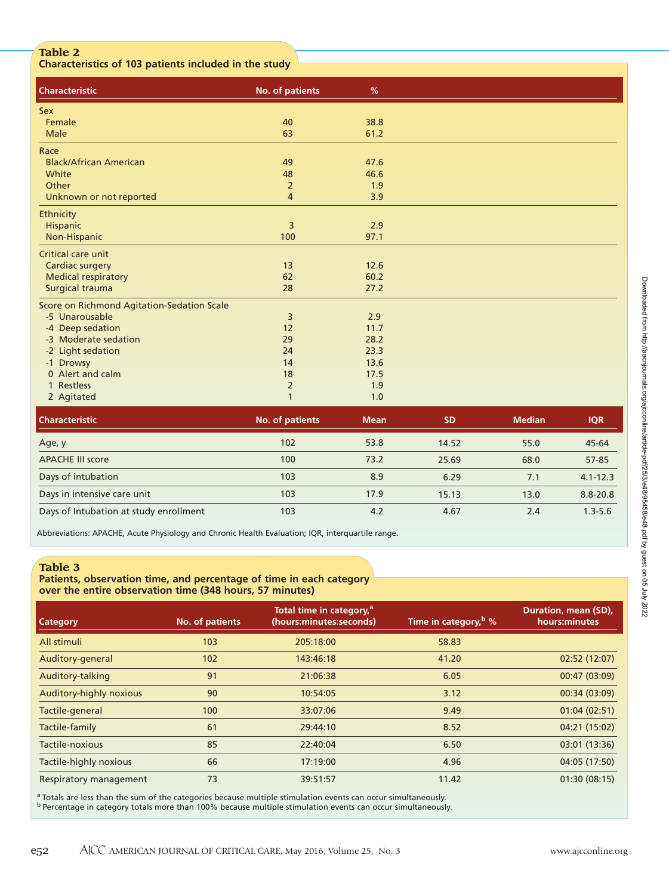**Table 2**
**Characteristics of 103 patients included in the study**

| Characteristic | No. of patients | % | | | |
|---|---|---|---|---|---|
| Sex | | | | | |
| Female | 40 | 38.8 | | | |
| Male | 63 | 61.2 | | | |
| Race | | | | | |
| Black/African American | 49 | 47.6 | | | |
| White | 48 | 46.6 | | | |
| Other | 2 | 1.9 | | | |
| Unknown or not reported | 4 | 3.9 | | | |
| Ethnicity | | | | | |
| Hispanic | 3 | 2.9 | | | |
| Non-Hispanic | 100 | 97.1 | | | |
| Critical care unit | | | | | |
| Cardiac surgery | 13 | 12.6 | | | |
| Medical respiratory | 62 | 60.2 | | | |
| Surgical trauma | 28 | 27.2 | | | |
| Score on Richmond Agitation-Sedation Scale | | | | | |
| -5 Unarousable | 3 | 2.9 | | | |
| -4 Deep sedation | 12 | 11.7 | | | |
| -3 Moderate sedation | 29 | 28.2 | | | |
| -2 Light sedation | 24 | 23.3 | | | |
| -1 Drowsy | 14 | 13.6 | | | |
| 0 Alert and calm | 18 | 17.5 | | | |
| 1 Restless | 2 | 1.9 | | | |
| 2 Agitated | 1 | 1.0 | | | |
| **Characteristic** | **No. of patients** | **Mean** | **SD** | **Median** | **IQR** |
| Age, y | 102 | 53.8 | 14.52 | 55.0 | 45-64 |
| APACHE III score | 100 | 73.2 | 25.69 | 68.0 | 57-85 |
| Days of intubation | 103 | 8.9 | 6.29 | 7.1 | 4.1-12.3 |
| Days in intensive care unit | 103 | 17.9 | 15.13 | 13.0 | 8.8-20.8 |
| Days of Intubation at study enrollment | 103 | 4.2 | 4.67 | 2.4 | 1.3-5.6 |

Abbreviations: APACHE, Acute Physiology and Chronic Health Evaluation; IQR, interquartile range.

**Table 3**
**Patients, observation time, and percentage of time in each category over the entire observation time (348 hours, 57 minutes)**

| Category | No. of patients | Total time in category,[a] (hours:minutes:seconds) | Time in category,[b] % | Duration, mean (SD), hours:minutes |
|---|---|---|---|---|
| All stimuli | 103 | 205:18:00 | 58.83 | |
| Auditory-general | 102 | 143:46:18 | 41.20 | 02:52 (12:07) |
| Auditory-talking | 91 | 21:06:38 | 6.05 | 00:47 (03:09) |
| Auditory-highly noxious | 90 | 10:54:05 | 3.12 | 00:34 (03:09) |
| Tactile-general | 100 | 33:07:06 | 9.49 | 01:04 (02:51) |
| Tactile-family | 61 | 29:44:10 | 8.52 | 04:21 (15:02) |
| Tactile-noxious | 85 | 22:40:04 | 6.50 | 03:01 (13:36) |
| Tactile-highly noxious | 66 | 17:19:00 | 4.96 | 04:05 (17:50) |
| Respiratory management | 73 | 39:51:57 | 11.42 | 01:30 (08:15) |

[a] Totals are less than the sum of the categories because multiple stimulation events can occur simultaneously.
[b] Percentage in category totals more than 100% because multiple stimulation events can occur simultaneously.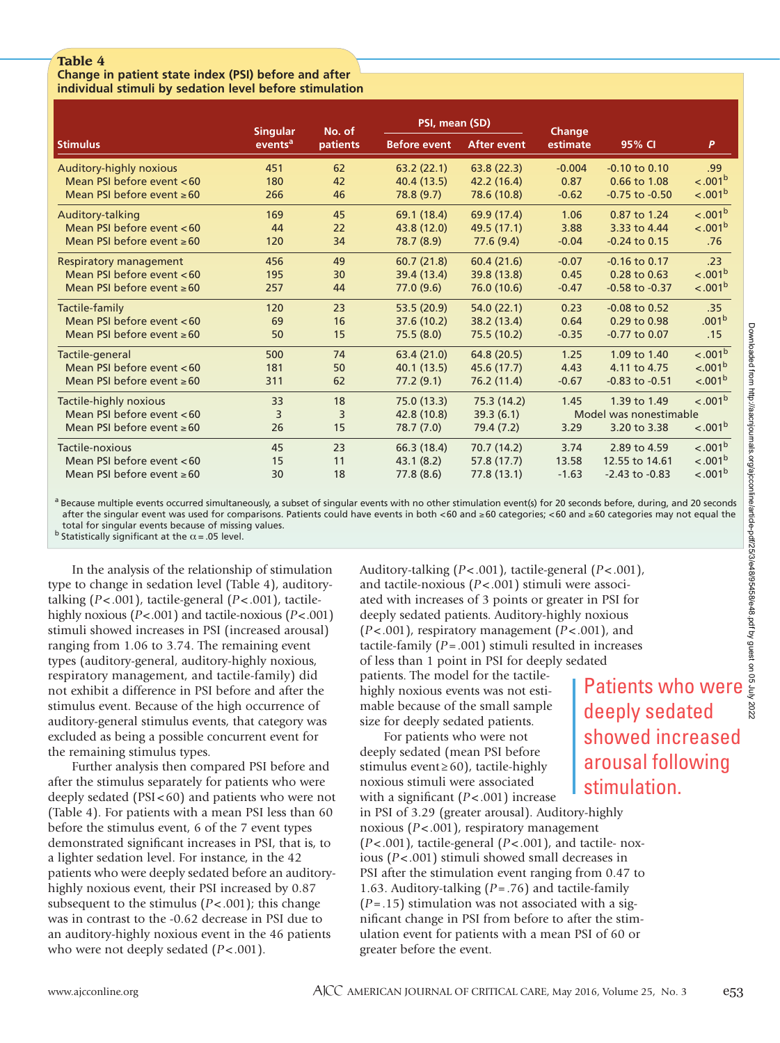**Table 4**
**Change in patient state index (PSI) before and after individual stimuli by sedation level before stimulation**

| Stimulus | Singular events[a] | No. of patients | PSI, mean (SD) | | Change estimate | 95% CI | P |
|---|---|---|---|---|---|---|---|
| | | | Before event | After event | | | |
| Auditory-highly noxious | 451 | 62 | 63.2 (22.1) | 63.8 (22.3) | -0.004 | -0.10 to 0.10 | .99 |
| Mean PSI before event <60 | 180 | 42 | 40.4 (13.5) | 42.2 (16.4) | 0.87 | 0.66 to 1.08 | <.001[b] |
| Mean PSI before event ≥60 | 266 | 46 | 78.8 (9.7) | 78.6 (10.8) | -0.62 | -0.75 to -0.50 | <.001[b] |
| Auditory-talking | 169 | 45 | 69.1 (18.4) | 69.9 (17.4) | 1.06 | 0.87 to 1.24 | <.001[b] |
| Mean PSI before event <60 | 44 | 22 | 43.8 (12.0) | 49.5 (17.1) | 3.88 | 3.33 to 4.44 | <.001[b] |
| Mean PSI before event ≥60 | 120 | 34 | 78.7 (8.9) | 77.6 (9.4) | -0.04 | -0.24 to 0.15 | .76 |
| Respiratory management | 456 | 49 | 60.7 (21.8) | 60.4 (21.6) | -0.07 | -0.16 to 0.17 | .23 |
| Mean PSI before event <60 | 195 | 30 | 39.4 (13.4) | 39.8 (13.8) | 0.45 | 0.28 to 0.63 | <.001[b] |
| Mean PSI before event ≥60 | 257 | 44 | 77.0 (9.6) | 76.0 (10.6) | -0.47 | -0.58 to -0.37 | <.001[b] |
| Tactile-family | 120 | 23 | 53.5 (20.9) | 54.0 (22.1) | 0.23 | -0.08 to 0.52 | .35 |
| Mean PSI before event <60 | 69 | 16 | 37.6 (10.2) | 38.2 (13.4) | 0.64 | 0.29 to 0.98 | .001[b] |
| Mean PSI before event ≥60 | 50 | 15 | 75.5 (8.0) | 75.5 (10.2) | -0.35 | -0.77 to 0.07 | .15 |
| Tactile-general | 500 | 74 | 63.4 (21.0) | 64.8 (20.5) | 1.25 | 1.09 to 1.40 | <.001[b] |
| Mean PSI before event <60 | 181 | 50 | 40.1 (13.5) | 45.6 (17.7) | 4.43 | 4.11 to 4.75 | <.001[b] |
| Mean PSI before event ≥60 | 311 | 62 | 77.2 (9.1) | 76.2 (11.4) | -0.67 | -0.83 to -0.51 | <.001[b] |
| Tactile-highly noxious | 33 | 18 | 75.0 (13.3) | 75.3 (14.2) | 1.45 | 1.39 to 1.49 | <.001[b] |
| Mean PSI before event <60 | 3 | 3 | 42.8 (10.8) | 39.3 (6.1) | Model was nonestimable | | |
| Mean PSI before event ≥60 | 26 | 15 | 78.7 (7.0) | 79.4 (7.2) | 3.29 | 3.20 to 3.38 | <.001[b] |
| Tactile-noxious | 45 | 23 | 66.3 (18.4) | 70.7 (14.2) | 3.74 | 2.89 to 4.59 | <.001[b] |
| Mean PSI before event <60 | 15 | 11 | 43.1 (8.2) | 57.8 (17.7) | 13.58 | 12.55 to 14.61 | <.001[b] |
| Mean PSI before event ≥60 | 30 | 18 | 77.8 (8.6) | 77.8 (13.1) | -1.63 | -2.43 to -0.83 | <.001[b] |

[a] Because multiple events occurred simultaneously, a subset of singular events with no other stimulation event(s) for 20 seconds before, during, and 20 seconds after the singular event was used for comparisons. Patients could have events in both <60 and ≥60 categories; <60 and ≥60 categories may not equal the total for singular events because of missing values.
[b] Statistically significant at the α = .05 level.

In the analysis of the relationship of stimulation type to change in sedation level (Table 4), auditory-talking ($P < .001$), tactile-general ($P < .001$), tactile-highly noxious ($P < .001$) and tactile-noxious ($P < .001$) stimuli showed increases in PSI (increased arousal) ranging from 1.06 to 3.74. The remaining event types (auditory-general, auditory-highly noxious, respiratory management, and tactile-family) did not exhibit a difference in PSI before and after the stimulus event. Because of the high occurrence of auditory-general stimulus events, that category was excluded as being a possible concurrent event for the remaining stimulus types.

Further analysis then compared PSI before and after the stimulus separately for patients who were deeply sedated (PSI < 60) and patients who were not (Table 4). For patients with a mean PSI less than 60 before the stimulus event, 6 of the 7 event types demonstrated significant increases in PSI, that is, to a lighter sedation level. For instance, in the 42 patients who were deeply sedated before an auditory-highly noxious event, their PSI increased by 0.87 subsequent to the stimulus ($P < .001$); this change was in contrast to the -0.62 decrease in PSI due to an auditory-highly noxious event in the 46 patients who were not deeply sedated ($P < .001$). Auditory-talking ($P < .001$), tactile-general ($P < .001$), and tactile-noxious ($P < .001$) stimuli were associated with increases of 3 points or greater in PSI for deeply sedated patients. Auditory-highly noxious ($P < .001$), respiratory management ($P < .001$), and tactile-family ($P = .001$) stimuli resulted in increases of less than 1 point in PSI for deeply sedated patients. The model for the tactile-highly noxious events was not estimable because of the small sample size for deeply sedated patients.

> Patients who were deeply sedated showed increased arousal following stimulation.

For patients who were not deeply sedated (mean PSI before stimulus event ≥ 60), tactile-highly noxious stimuli were associated with a significant ($P < .001$) increase in PSI of 3.29 (greater arousal). Auditory-highly noxious ($P < .001$), respiratory management ($P < .001$), tactile-general ($P < .001$), and tactile-noxious ($P < .001$) stimuli showed small decreases in PSI after the stimulation event ranging from 0.47 to 1.63. Auditory-talking ($P = .76$) and tactile-family ($P = .15$) stimulation was not associated with a significant change in PSI from before to after the stimulation event for patients with a mean PSI of 60 or greater before the event.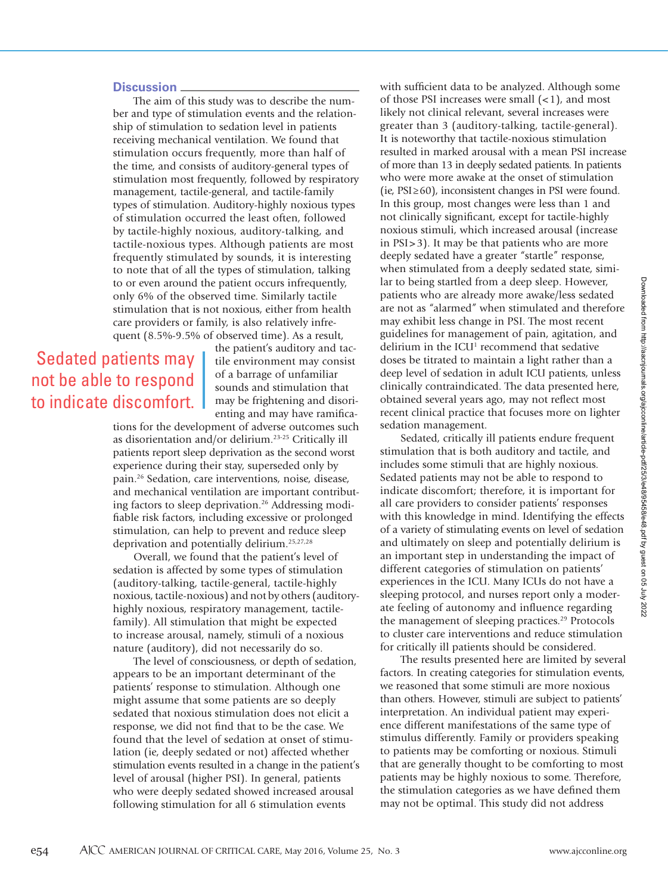## Discussion

The aim of this study was to describe the number and type of stimulation events and the relationship of stimulation to sedation level in patients receiving mechanical ventilation. We found that stimulation occurs frequently, more than half of the time, and consists of auditory-general types of stimulation most frequently, followed by respiratory management, tactile-general, and tactile-family types of stimulation. Auditory-highly noxious types of stimulation occurred the least often, followed by tactile-highly noxious, auditory-talking, and tactile-noxious types. Although patients are most frequently stimulated by sounds, it is interesting to note that of all the types of stimulation, talking to or even around the patient occurs infrequently, only 6% of the observed time. Similarly tactile stimulation that is not noxious, either from health care providers or family, is also relatively infrequent (8.5%-9.5% of observed time). As a result, the patient's auditory and tactile environment may consist of a barrage of unfamiliar sounds and stimulation that may be frightening and disorienting and may have ramifications for the development of adverse outcomes such as disorientation and/or delirium.[23-25] Critically ill patients report sleep deprivation as the second worst experience during their stay, superseded only by pain.[26] Sedation, care interventions, noise, disease, and mechanical ventilation are important contributing factors to sleep deprivation.[26] Addressing modifiable risk factors, including excessive or prolonged stimulation, can help to prevent and reduce sleep deprivation and potentially delirium.[25,27,28]

> Sedated patients may not be able to respond to indicate discomfort.

Overall, we found that the patient's level of sedation is affected by some types of stimulation (auditory-talking, tactile-general, tactile-highly noxious, tactile-noxious) and not by others (auditory-highly noxious, respiratory management, tactile-family). All stimulation that might be expected to increase arousal, namely, stimuli of a noxious nature (auditory), did not necessarily do so.

The level of consciousness, or depth of sedation, appears to be an important determinant of the patients' response to stimulation. Although one might assume that some patients are so deeply sedated that noxious stimulation does not elicit a response, we did not find that to be the case. We found that the level of sedation at onset of stimulation (ie, deeply sedated or not) affected whether stimulation events resulted in a change in the patient's level of arousal (higher PSI). In general, patients who were deeply sedated showed increased arousal following stimulation for all 6 stimulation events with sufficient data to be analyzed. Although some of those PSI increases were small (<1), and most likely not clinical relevant, several increases were greater than 3 (auditory-talking, tactile-general). It is noteworthy that tactile-noxious stimulation resulted in marked arousal with a mean PSI increase of more than 13 in deeply sedated patients. In patients who were more awake at the onset of stimulation (ie, PSI≥60), inconsistent changes in PSI were found. In this group, most changes were less than 1 and not clinically significant, except for tactile-highly noxious stimuli, which increased arousal (increase in PSI>3). It may be that patients who are more deeply sedated have a greater "startle" response, when stimulated from a deeply sedated state, similar to being startled from a deep sleep. However, patients who are already more awake/less sedated are not as "alarmed" when stimulated and therefore may exhibit less change in PSI. The most recent guidelines for management of pain, agitation, and delirium in the ICU[1] recommend that sedative doses be titrated to maintain a light rather than a deep level of sedation in adult ICU patients, unless clinically contraindicated. The data presented here, obtained several years ago, may not reflect most recent clinical practice that focuses more on lighter sedation management.

Sedated, critically ill patients endure frequent stimulation that is both auditory and tactile, and includes some stimuli that are highly noxious. Sedated patients may not be able to respond to indicate discomfort; therefore, it is important for all care providers to consider patients' responses with this knowledge in mind. Identifying the effects of a variety of stimulating events on level of sedation and ultimately on sleep and potentially delirium is an important step in understanding the impact of different categories of stimulation on patients' experiences in the ICU. Many ICUs do not have a sleeping protocol, and nurses report only a moderate feeling of autonomy and influence regarding the management of sleeping practices.[29] Protocols to cluster care interventions and reduce stimulation for critically ill patients should be considered.

The results presented here are limited by several factors. In creating categories for stimulation events, we reasoned that some stimuli are more noxious than others. However, stimuli are subject to patients' interpretation. An individual patient may experience different manifestations of the same type of stimulus differently. Family or providers speaking to patients may be comforting or noxious. Stimuli that are generally thought to be comforting to most patients may be highly noxious to some. Therefore, the stimulation categories as we have defined them may not be optimal. This study did not address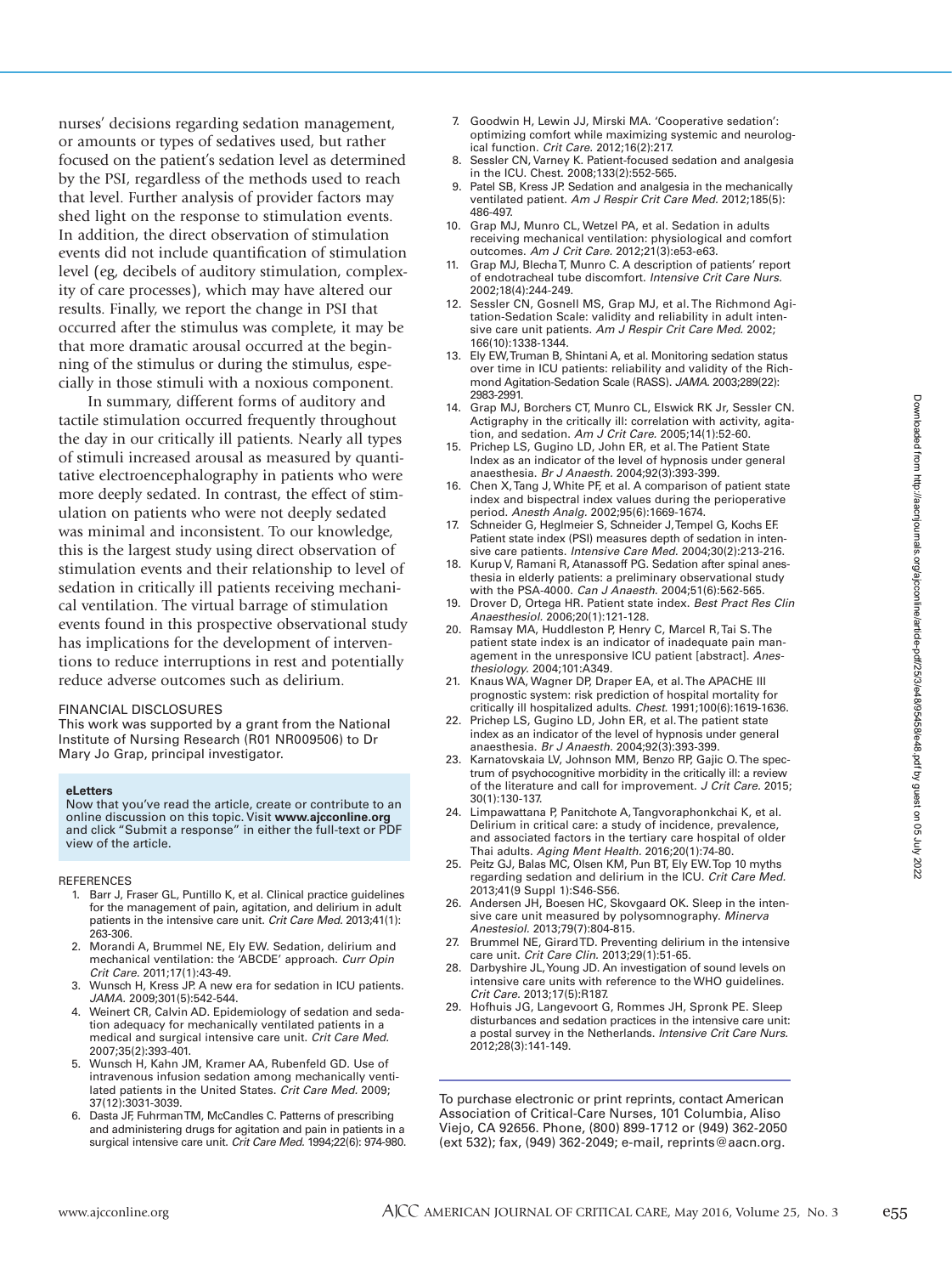nurses' decisions regarding sedation management, or amounts or types of sedatives used, but rather focused on the patient's sedation level as determined by the PSI, regardless of the methods used to reach that level. Further analysis of provider factors may shed light on the response to stimulation events. In addition, the direct observation of stimulation events did not include quantification of stimulation level (eg, decibels of auditory stimulation, complexity of care processes), which may have altered our results. Finally, we report the change in PSI that occurred after the stimulus was complete, it may be that more dramatic arousal occurred at the beginning of the stimulus or during the stimulus, especially in those stimuli with a noxious component.

In summary, different forms of auditory and tactile stimulation occurred frequently throughout the day in our critically ill patients. Nearly all types of stimuli increased arousal as measured by quantitative electroencephalography in patients who were more deeply sedated. In contrast, the effect of stimulation on patients who were not deeply sedated was minimal and inconsistent. To our knowledge, this is the largest study using direct observation of stimulation events and their relationship to level of sedation in critically ill patients receiving mechanical ventilation. The virtual barrage of stimulation events found in this prospective observational study has implications for the development of interventions to reduce interruptions in rest and potentially reduce adverse outcomes such as delirium.

## FINANCIAL DISCLOSURES

This work was supported by a grant from the National Institute of Nursing Research (R01 NR009506) to Dr Mary Jo Grap, principal investigator.

**eLetters**

Now that you've read the article, create or contribute to an online discussion on this topic. Visit **www.ajcconline.org** and click "Submit a response" in either the full-text or PDF view of the article.

## REFERENCES

1. Barr J, Fraser GL, Puntillo K, et al. Clinical practice guidelines for the management of pain, agitation, and delirium in adult patients in the intensive care unit. *Crit Care Med.* 2013;41(1):263-306.
2. Morandi A, Brummel NE, Ely EW. Sedation, delirium and mechanical ventilation: the 'ABCDE' approach. *Curr Opin Crit Care.* 2011;17(1):43-49.
3. Wunsch H, Kress JP. A new era for sedation in ICU patients. *JAMA.* 2009;301(5):542-544.
4. Weinert CR, Calvin AD. Epidemiology of sedation and sedation adequacy for mechanically ventilated patients in a medical and surgical intensive care unit. *Crit Care Med.* 2007;35(2):393-401.
5. Wunsch H, Kahn JM, Kramer AA, Rubenfeld GD. Use of intravenous infusion sedation among mechanically ventilated patients in the United States. *Crit Care Med.* 2009;37(12):3031-3039.
6. Dasta JF, Fuhrman TM, McCandles C. Patterns of prescribing and administering drugs for agitation and pain in patients in a surgical intensive care unit. *Crit Care Med.* 1994;22(6): 974-980.
7. Goodwin H, Lewin JJ, Mirski MA. 'Cooperative sedation': optimizing comfort while maximizing systemic and neurological function. *Crit Care.* 2012;16(2):217.
8. Sessler CN, Varney K. Patient-focused sedation and analgesia in the ICU. Chest. 2008;133(2):552-565.
9. Patel SB, Kress JP. Sedation and analgesia in the mechanically ventilated patient. *Am J Respir Crit Care Med.* 2012;185(5): 486-497.
10. Grap MJ, Munro CL, Wetzel PA, et al. Sedation in adults receiving mechanical ventilation: physiological and comfort outcomes. *Am J Crit Care.* 2012;21(3):e53-e63.
11. Grap MJ, Blecha T, Munro C. A description of patients' report of endotracheal tube discomfort. *Intensive Crit Care Nurs.* 2002;18(4):244-249.
12. Sessler CN, Gosnell MS, Grap MJ, et al. The Richmond Agitation-Sedation Scale: validity and reliability in adult intensive care unit patients. *Am J Respir Crit Care Med.* 2002;166(10):1338-1344.
13. Ely EW, Truman B, Shintani A, et al. Monitoring sedation status over time in ICU patients: reliability and validity of the Richmond Agitation-Sedation Scale (RASS). *JAMA.* 2003;289(22): 2983-2991.
14. Grap MJ, Borchers CT, Munro CL, Elswick RK Jr, Sessler CN. Actigraphy in the critically ill: correlation with activity, agitation, and sedation. *Am J Crit Care.* 2005;14(1):52-60.
15. Prichep LS, Gugino LD, John ER, et al. The Patient State Index as an indicator of the level of hypnosis under general anaesthesia. *Br J Anaesth.* 2004;92(3):393-399.
16. Chen X, Tang J, White PF, et al. A comparison of patient state index and bispectral index values during the perioperative period. *Anesth Analg.* 2002;95(6):1669-1674.
17. Schneider G, Heglmeier S, Schneider J, Tempel G, Kochs EF. Patient state index (PSI) measures depth of sedation in intensive care patients. *Intensive Care Med.* 2004;30(2):213-216.
18. Kurup V, Ramani R, Atanassoff PG. Sedation after spinal anesthesia in elderly patients: a preliminary observational study with the PSA-4000. *Can J Anaesth.* 2004;51(6):562-565.
19. Drover D, Ortega HR. Patient state index. *Best Pract Res Clin Anaesthesiol.* 2006;20(1):121-128.
20. Ramsay MA, Huddleston P, Henry C, Marcel R, Tai S. The patient state index is an indicator of inadequate pain management in the unresponsive ICU patient [abstract]. *Anesthesiology.* 2004;101:A349.
21. Knaus WA, Wagner DP, Draper EA, et al. The APACHE III prognostic system: risk prediction of hospital mortality for critically ill hospitalized adults. *Chest.* 1991;100(6):1619-1636.
22. Prichep LS, Gugino LD, John ER, et al. The patient state index as an indicator of the level of hypnosis under general anaesthesia. *Br J Anaesth.* 2004;92(3):393-399.
23. Karnatovskaia LV, Johnson MM, Benzo RP, Gajic O. The spectrum of psychocognitive morbidity in the critically ill: a review of the literature and call for improvement. *J Crit Care.* 2015; 30(1):130-137.
24. Limpawattana P, Panitchote A, Tangvoraphonkchai K, et al. Delirium in critical care: a study of incidence, prevalence, and associated factors in the tertiary care hospital of older Thai adults. *Aging Ment Health.* 2016;20(1):74-80.
25. Peitz GJ, Balas MC, Olsen KM, Pun BT, Ely EW. Top 10 myths regarding sedation and delirium in the ICU. *Crit Care Med.* 2013;41(9 Suppl 1):S46-S56.
26. Andersen JH, Boesen HC, Skovgaard OK. Sleep in the intensive care unit measured by polysomnography. *Minerva Anestesiol.* 2013;79(7):804-815.
27. Brummel NE, Girard TD. Preventing delirium in the intensive care unit. *Crit Care Clin.* 2013;29(1):51-65.
28. Darbyshire JL, Young JD. An investigation of sound levels on intensive care units with reference to the WHO guidelines. *Crit Care.* 2013;17(5):R187.
29. Hofhuis JG, Langevoort G, Rommes JH, Spronk PE. Sleep disturbances and sedation practices in the intensive care unit: a postal survey in the Netherlands. *Intensive Crit Care Nurs.* 2012;28(3):141-149.

To purchase electronic or print reprints, contact American Association of Critical-Care Nurses, 101 Columbia, Aliso Viejo, CA 92656. Phone, (800) 899-1712 or (949) 362-2050 (ext 532); fax, (949) 362-2049; e-mail, reprints@aacn.org.